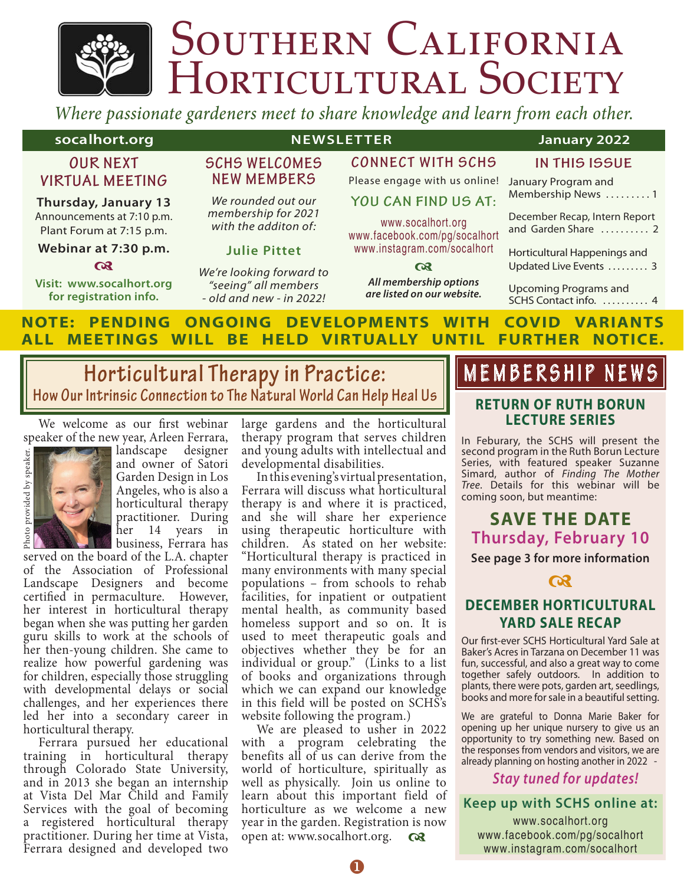# Southern California Horticultural Society

*Where passionate gardeners meet to share knowledge and learn from each other.*

**socalhort.org** | **NEWSLETTER** | **January 2022**

## OUR NEXT VIRTUAL MEETING

**Thursday, January 13**
Announcements at 7:10 p.m.
Plant Forum at 7:15 p.m.

**Webinar at 7:30 p.m.**

**Visit: www.socalhort.org for registration info.**

## SCHS WELCOMES NEW MEMBERS

*We rounded out our membership for 2021 with the additon of:*

**Julie Pittet**

*We're looking forward to "seeing" all members - old and new - in 2022!*

## CONNECT WITH SCHS

Please engage with us online!

### YOU CAN FIND US AT:

www.socalhort.org
www.facebook.com/pg/socalhort
www.instagram.com/socalhort

***All membership options are listed on our website.***

## IN THIS ISSUE

- January Program and Membership News ......... 1
- December Recap, Intern Report and Garden Share .......... 2
- Horticultural Happenings and Updated Live Events ......... 3
- Upcoming Programs and SCHS Contact info. .......... 4

**NOTE: PENDING ONGOING DEVELOPMENTS WITH COVID VARIANTS ALL MEETINGS WILL BE HELD VIRTUALLY UNTIL FURTHER NOTICE.**

## Horticultural Therapy in Practice:

### How Our Intrinsic Connection to The Natural World Can Help Heal Us

We welcome as our first webinar speaker of the new year, Arleen Ferrara, landscape designer and owner of Satori Garden Design in Los Angeles, who is also a horticultural therapy practitioner. During her 14 years in business, Ferrara has served on the board of the L.A. chapter of the Association of Professional Landscape Designers and become certified in permaculture. However, her interest in horticultural therapy began when she was putting her garden guru skills to work at the schools of her then-young children. She came to realize how powerful gardening was for children, especially those struggling with developmental delays or social challenges, and her experiences there led her into a secondary career in horticultural therapy.

Photo provided by speaker.

Ferrara pursued her educational training in horticultural therapy through Colorado State University, and in 2013 she began an internship at Vista Del Mar Child and Family Services with the goal of becoming a registered horticultural therapy practitioner. During her time at Vista, Ferrara designed and developed two large gardens and the horticultural therapy program that serves children and young adults with intellectual and developmental disabilities.

In this evening's virtual presentation, Ferrara will discuss what horticultural therapy is and where it is practiced, and she will share her experience using therapeutic horticulture with children. As stated on her website: "Horticultural therapy is practiced in many environments with many special populations – from schools to rehab facilities, for inpatient or outpatient mental health, as community based homeless support and so on. It is used to meet therapeutic goals and objectives whether they be for an individual or group." (Links to a list of books and organizations through which we can expand our knowledge in this field will be posted on SCHS's website following the program.)

We are pleased to usher in 2022 with a program celebrating the benefits all of us can derive from the world of horticulture, spiritually as well as physically. Join us online to learn about this important field of horticulture as we welcome a new year in the garden. Registration is now open at: www.socalhort.org.

## MEMBERSHIP NEWS

### RETURN OF RUTH BORUN LECTURE SERIES

In Feburary, the SCHS will present the second program in the Ruth Borun Lecture Series, with featured speaker Suzanne Simard, author of *Finding The Mother Tree*. Details for this webinar will be coming soon, but meantime:

**SAVE THE DATE**
**Thursday, February 10**
**See page 3 for more information**

### DECEMBER HORTICULTURAL YARD SALE RECAP

Our first-ever SCHS Horticultural Yard Sale at Baker's Acres in Tarzana on December 11 was fun, successful, and also a great way to come together safely outdoors. In addition to plants, there were pots, garden art, seedlings, books and more for sale in a beautiful setting.

We are grateful to Donna Marie Baker for opening up her unique nursery to give us an opportunity to try something new. Based on the responses from vendors and visitors, we are already planning on hosting another in 2022 -

***Stay tuned for updates!***

**Keep up with SCHS online at:**
www.socalhort.org
www.facebook.com/pg/socalhort
www.instagram.com/socalhort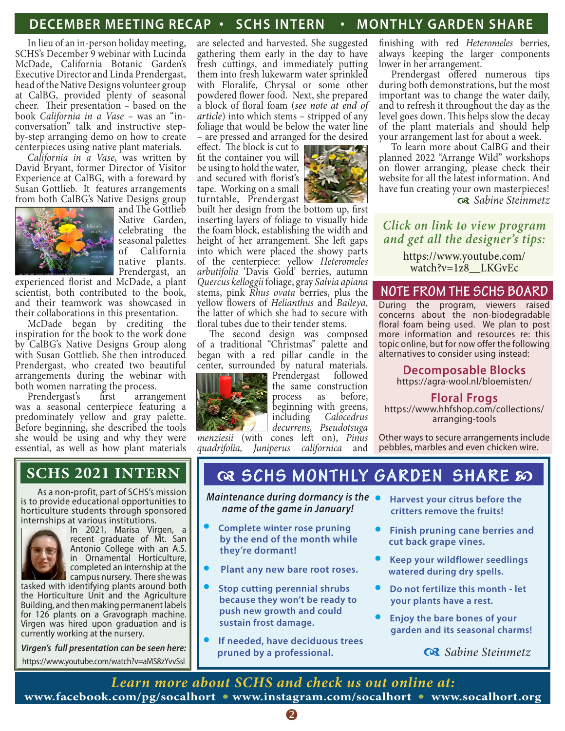# DECEMBER MEETING RECAP • SCHS INTERN • MONTHLY GARDEN SHARE

In lieu of an in-person holiday meeting, SCHS's December 9 webinar with Lucinda McDade, California Botanic Garden's Executive Director and Linda Prendergast, head of the Native Designs volunteer group at CalBG, provided plenty of seasonal cheer. Their presentation – based on the book *California in a Vase* – was an "in-conversation" talk and instructive step-by-step arranging demo on how to create centerpieces using native plant materials.

*California in a Vase*, was written by David Bryant, former Director of Visitor Experience at CalBG, with a foreward by Susan Gottlieb. It features arrangements from both CalBG's Native Designs group and The Gottlieb Native Garden, celebrating the seasonal palettes of California native plants. Prendergast, an experienced florist and McDade, a plant scientist, both contributed to the book, and their teamwork was showcased in their collaborations in this presentation.

McDade began by crediting the inspiration for the book to the work done by CalBG's Native Designs Group along with Susan Gottlieb. She then introduced Prendergast, who created two beautiful arrangements during the webinar with both women narrating the process.

Prendergast's first arrangement was a seasonal centerpiece featuring a predominately yellow and gray palette. Before beginning, she described the tools she would be using and why they were essential, as well as how plant materials are selected and harvested. She suggested gathering them early in the day to have fresh cuttings, and immediately putting them into fresh lukewarm water sprinkled with Floralife, Chrysal or some other powdered flower food. Next, she prepared a block of floral foam (*see note at end of article*) into which stems – stripped of any foliage that would be below the water line – are pressed and arranged for the desired effect. The block is cut to fit the container you will be using to hold the water, and secured with florist's tape. Working on a small turntable, Prendergast built her design from the bottom up, first inserting layers of foliage to visually hide the foam block, establishing the width and height of her arrangement. She left gaps into which were placed the showy parts of the centerpiece: yellow *Heteromeles arbutifolia* 'Davis Gold' berries, autumn *Quercus kelloggii* foliage, gray *Salvia apiana* stems, pink *Rhus ovata* berries, plus the yellow flowers of *Helianthus* and *Baileya*, the latter of which she had to secure with floral tubes due to their tender stems.

The second design was composed of a traditional "Christmas" palette and began with a red pillar candle in the center, surrounded by natural materials. Prendergast followed the same construction process as before, beginning with greens, including *Calocedrus decurrens*, *Pseudotsuga menziesii* (with cones left on), *Pinus quadrifolia*, *Juniperus californica* and finishing with red *Heteromeles* berries, always keeping the larger components lower in her arrangement.

Prendergast offered numerous tips during both demonstrations, but the most important was to change the water daily, and to refresh it throughout the day as the level goes down. This helps slow the decay of the plant materials and should help your arrangement last for about a week.

To learn more about CalBG and their planned 2022 "Arrange Wild" workshops on flower arranging, please check their website for all the latest information. And have fun creating your own masterpieces!

*Sabine Steinmetz*

*Click on link to view program and get all the designer's tips:*

https://www.youtube.com/watch?v=1z8__LKGvEc

## NOTE FROM THE SCHS BOARD

During the program, viewers raised concerns about the non-biodegradable floral foam being used. We plan to post more information and resources re: this topic online, but for now offer the following alternatives to consider using instead:

**Decomposable Blocks**
https://agra-wool.nl/bloemisten/

**Floral Frogs**
https://www.hhfshop.com/collections/arranging-tools

Other ways to secure arrangements include pebbles, marbles and even chicken wire.

## SCHS 2021 INTERN

As a non-profit, part of SCHS's mission is to provide educational opportunities to horticulture students through sponsored internships at various institutions.

In 2021, Marisa Virgen, a recent graduate of Mt. San Antonio College with an A.S. in Ornamental Horticulture, completed an internship at the campus nursery. There she was tasked with identifying plants around both the Horticulture Unit and the Agriculture Building, and then making permanent labels for 126 plants on a Gravograph machine. Virgen was hired upon graduation and is currently working at the nursery.

***Virgen's full presentation can be seen here:***
https://www.youtube.com/watch?v=aMS8zYvvSsI

## SCHS MONTHLY GARDEN SHARE

***Maintenance during dormancy is the name of the game in January!***

- **Complete winter rose pruning by the end of the month while they're dormant!**
- **Plant any new bare root roses.**
- **Stop cutting perennial shrubs because they won't be ready to push new growth and could sustain frost damage.**
- **If needed, have deciduous trees pruned by a professional.**
- **Harvest your citrus before the critters remove the fruits!**
- **Finish pruning cane berries and cut back grape vines.**
- **Keep your wildflower seedlings watered during dry spells.**
- **Do not fertilize this month - let your plants have a rest.**
- **Enjoy the bare bones of your garden and its seasonal charms!**

*Sabine Steinmetz*

***Learn more about SCHS and check us out online at:***
**www.facebook.com/pg/socalhort • www.instagram.com/socalhort • www.socalhort.org**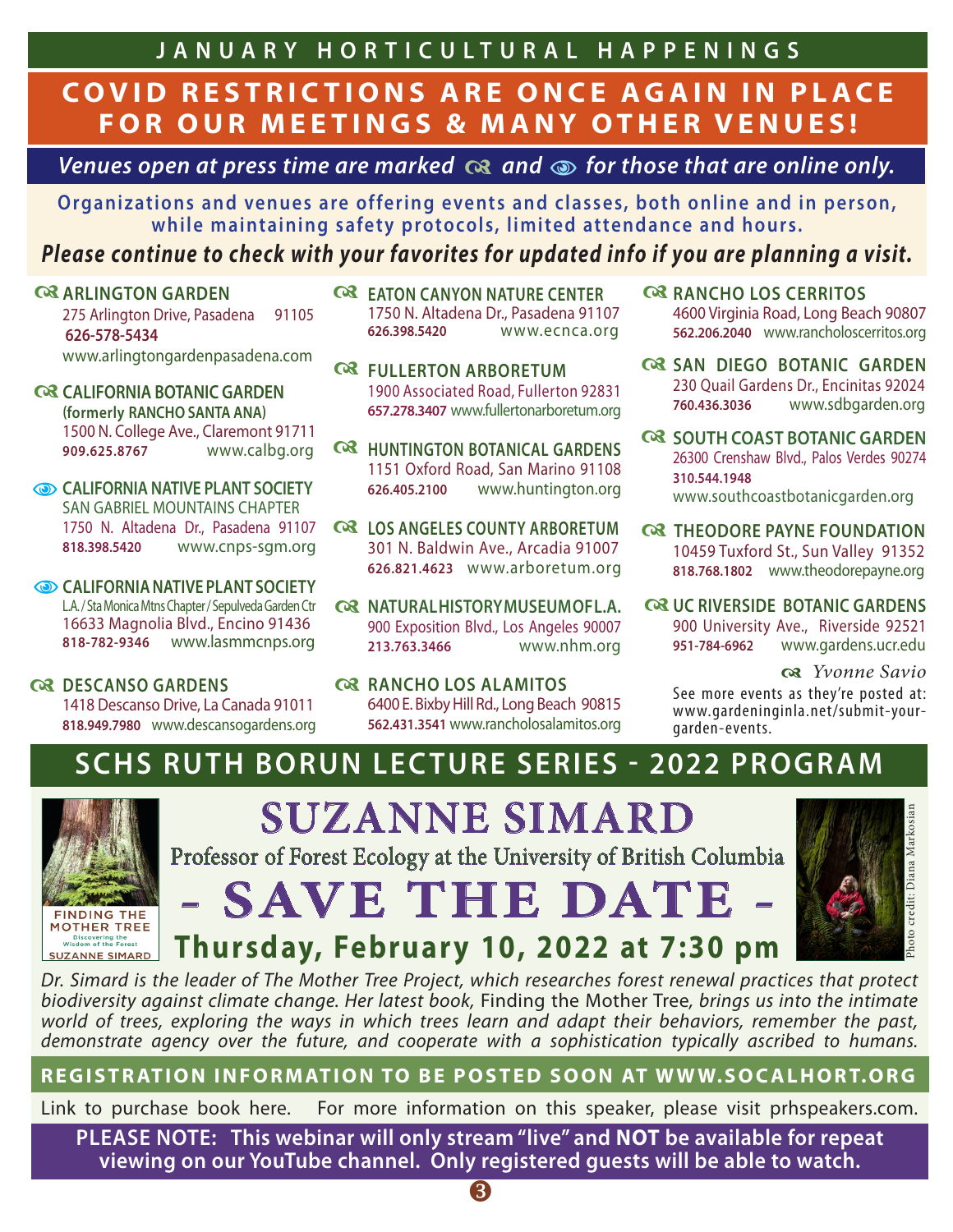# JANUARY HORTICULTURAL HAPPENINGS

## COVID RESTRICTIONS ARE ONCE AGAIN IN PLACE FOR OUR MEETINGS & MANY OTHER VENUES!

*Venues open at press time are marked ☙ and 👁 for those that are online only.*

**Organizations and venues are offering events and classes, both online and in person, while maintaining safety protocols, limited attendance and hours.**

***Please continue to check with your favorites for updated info if you are planning a visit.***

☙ **ARLINGTON GARDEN**
275 Arlington Drive, Pasadena 91105
**626-578-5434**
www.arlingtongardenpasadena.com

☙ **CALIFORNIA BOTANIC GARDEN**
**(formerly RANCHO SANTA ANA)**
1500 N. College Ave., Claremont 91711
**909.625.8767** www.calbg.org

👁 **CALIFORNIA NATIVE PLANT SOCIETY**
SAN GABRIEL MOUNTAINS CHAPTER
1750 N. Altadena Dr., Pasadena 91107
**818.398.5420** www.cnps-sgm.org

👁 **CALIFORNIA NATIVE PLANT SOCIETY**
L.A. / Sta Monica Mtns Chapter / Sepulveda Garden Ctr
16633 Magnolia Blvd., Encino 91436
**818-782-9346** www.lasmmcnps.org

☙ **DESCANSO GARDENS**
1418 Descanso Drive, La Canada 91011
**818.949.7980** www.descansogardens.org

☙ **EATON CANYON NATURE CENTER**
1750 N. Altadena Dr., Pasadena 91107
**626.398.5420** www.ecnca.org

☙ **FULLERTON ARBORETUM**
1900 Associated Road, Fullerton 92831
**657.278.3407** www.fullertonarboretum.org

☙ **HUNTINGTON BOTANICAL GARDENS**
1151 Oxford Road, San Marino 91108
**626.405.2100** www.huntington.org

☙ **LOS ANGELES COUNTY ARBORETUM**
301 N. Baldwin Ave., Arcadia 91007
**626.821.4623** www.arboretum.org

☙ **NATURAL HISTORY MUSEUM OF L.A.**
900 Exposition Blvd., Los Angeles 90007
**213.763.3466** www.nhm.org

☙ **RANCHO LOS ALAMITOS**
6400 E. Bixby Hill Rd., Long Beach 90815
**562.431.3541** www.rancholosalamitos.org

☙ **RANCHO LOS CERRITOS**
4600 Virginia Road, Long Beach 90807
**562.206.2040** www.rancholoscerritos.org

☙ **SAN DIEGO BOTANIC GARDEN**
230 Quail Gardens Dr., Encinitas 92024
**760.436.3036** www.sdbgarden.org

☙ **SOUTH COAST BOTANIC GARDEN**
26300 Crenshaw Blvd., Palos Verdes 90274
**310.544.1948**
www.southcoastbotanicgarden.org

☙ **THEODORE PAYNE FOUNDATION**
10459 Tuxford St., Sun Valley 91352
**818.768.1802** www.theodorepayne.org

☙ **UC RIVERSIDE BOTANIC GARDENS**
900 University Ave., Riverside 92521
**951-784-6962** www.gardens.ucr.edu

☙ *Yvonne Savio*

See more events as they're posted at: www.gardeninginla.net/submit-your-garden-events.

## SCHS RUTH BORUN LECTURE SERIES - 2022 PROGRAM

FINDING THE MOTHER TREE
Discovering the Wisdom of the Forest
SUZANNE SIMARD

# SUZANNE SIMARD

Professor of Forest Ecology at the University of British Columbia

# - SAVE THE DATE -

## Thursday, February 10, 2022 at 7:30 pm

Photo credit: Diana Markosian

*Dr. Simard is the leader of The Mother Tree Project, which researches forest renewal practices that protect biodiversity against climate change. Her latest book,* Finding the Mother Tree*, brings us into the intimate world of trees, exploring the ways in which trees learn and adapt their behaviors, remember the past, demonstrate agency over the future, and cooperate with a sophistication typically ascribed to humans.*

**REGISTRATION INFORMATION TO BE POSTED SOON AT WWW.SOCALHORT.ORG**

Link to purchase book here. For more information on this speaker, please visit prhspeakers.com.

**PLEASE NOTE: This webinar will only stream "live" and NOT be available for repeat viewing on our YouTube channel. Only registered guests will be able to watch.**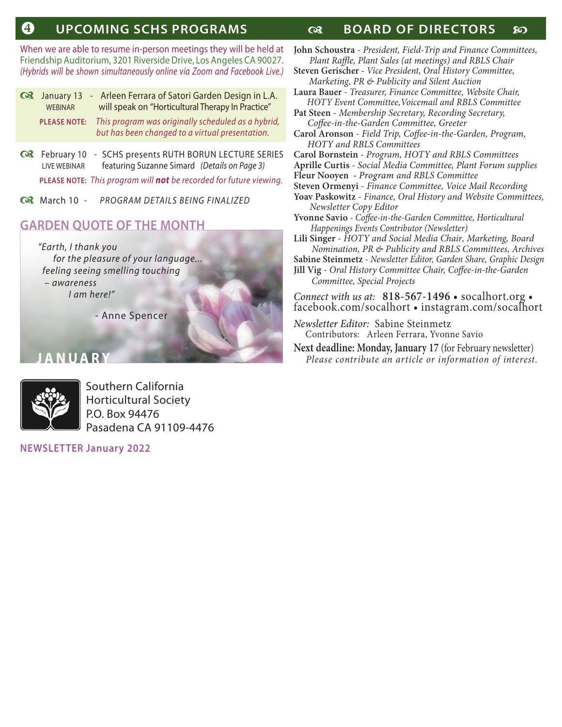## ❹ UPCOMING SCHS PROGRAMS

When we are able to resume in-person meetings they will be held at Friendship Auditorium, 3201 Riverside Drive, Los Angeles CA 90027. *(Hybrids will be shown simultaneously online via Zoom and Facebook Live.)*

- **January 13** WEBINAR - Arleen Ferrara of Satori Garden Design in L.A. will speak on "Horticultural Therapy In Practice"

  **PLEASE NOTE:** *This program was originally scheduled as a hybrid, but has been changed to a virtual presentation.*

- **February 10** LIVE WEBINAR - SCHS presents RUTH BORUN LECTURE SERIES featuring Suzanne Simard *(Details on Page 3)*

  **PLEASE NOTE:** *This program will **not** be recorded for future viewing.*

- **March 10** - *PROGRAM DETAILS BEING FINALIZED*

## GARDEN QUOTE OF THE MONTH

*"Earth, I thank you*
*for the pleasure of your language...*
*feeling seeing smelling touching*
*– awareness*
*I am here!"*

- Anne Spencer

**JANUARY**

Southern California Horticultural Society
P.O. Box 94476
Pasadena CA 91109-4476

**NEWSLETTER January 2022**

## BOARD OF DIRECTORS

**John Schoustra** - *President, Field-Trip and Finance Committees, Plant Raffle, Plant Sales (at meetings) and RBLS Chair*
**Steven Gerischer** - *Vice President, Oral History Committee, Marketing, PR & Publicity and Silent Auction*
**Laura Bauer** - *Treasurer, Finance Committee, Website Chair, HOTY Event Committee,Voicemail and RBLS Committee*
**Pat Steen** - *Membership Secretary, Recording Secretary, Coffee-in-the-Garden Committee, Greeter*
**Carol Aronson** - *Field Trip, Coffee-in-the-Garden, Program, HOTY and RBLS Committees*
**Carol Bornstein** - *Program, HOTY and RBLS Committees*
**Aprille Curtis** - *Social Media Committee, Plant Forum supplies*
**Fleur Nooyen** - *Program and RBLS Committee*
**Steven Ormenyi** - *Finance Committee, Voice Mail Recording*
**Yoav Paskowitz** - *Finance, Oral History and Website Committees, Newsletter Copy Editor*
**Yvonne Savio** - *Coffee-in-the-Garden Committee, Horticultural Happenings Events Contributor (Newsletter)*
**Lili Singer** - *HOTY and Social Media Chair, Marketing, Board Nomination, PR & Publicity and RBLS Committees, Archives*
**Sabine Steinmetz** - *Newsletter Editor, Garden Share, Graphic Design*
**Jill Vig** - *Oral History Committee Chair, Coffee-in-the-Garden Committee, Special Projects*

*Connect with us at:* **818-567-1496** • socalhort.org • facebook.com/socalhort • instagram.com/socalhort

*Newsletter Editor:* Sabine Steinmetz
Contributors: Arleen Ferrara, Yvonne Savio

**Next deadline: Monday, January 17** (for February newsletter)
*Please contribute an article or information of interest.*